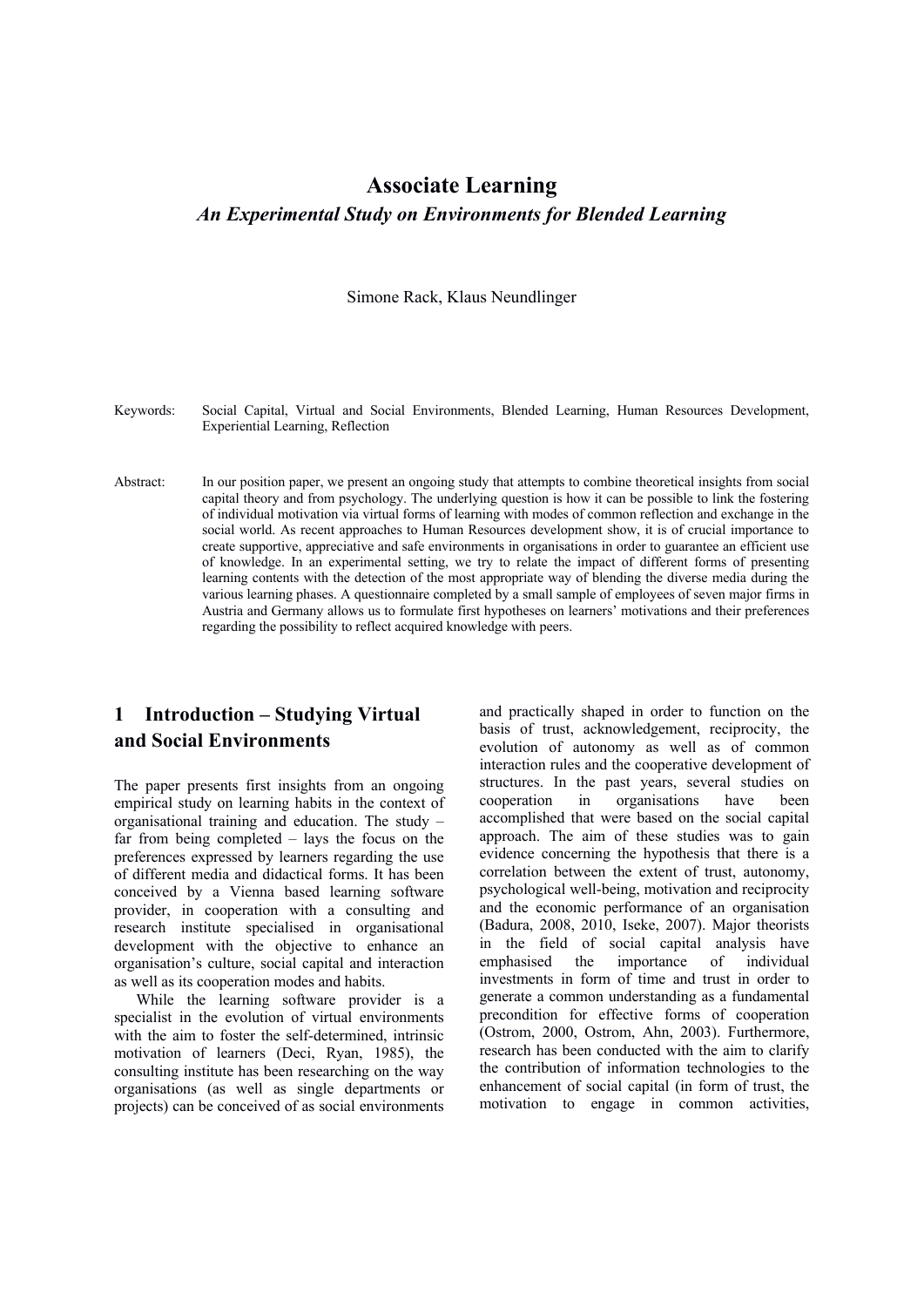# Associate Learning

## *An Experimental Study on Environments for Blended Learning*

Simone Rack, Klaus Neundlinger

Keywords: Social Capital, Virtual and Social Environments, Blended Learning, Human Resources Development, Experiential Learning, Reflection

Abstract: In our position paper, we present an ongoing study that attempts to combine theoretical insights from social capital theory and from psychology. The underlying question is how it can be possible to link the fostering of individual motivation via virtual forms of learning with modes of common reflection and exchange in the social world. As recent approaches to Human Resources development show, it is of crucial importance to create supportive, appreciative and safe environments in organisations in order to guarantee an efficient use of knowledge. In an experimental setting, we try to relate the impact of different forms of presenting learning contents with the detection of the most appropriate way of blending the diverse media during the various learning phases. A questionnaire completed by a small sample of employees of seven major firms in Austria and Germany allows us to formulate first hypotheses on learners' motivations and their preferences regarding the possibility to reflect acquired knowledge with peers.

## 1 Introduction – Studying Virtual and Social Environments

The paper presents first insights from an ongoing empirical study on learning habits in the context of organisational training and education. The study – far from being completed – lays the focus on the preferences expressed by learners regarding the use of different media and didactical forms. It has been conceived by a Vienna based learning software provider, in cooperation with a consulting and research institute specialised in organisational development with the objective to enhance an organisation's culture, social capital and interaction as well as its cooperation modes and habits.

While the learning software provider is a specialist in the evolution of virtual environments with the aim to foster the self-determined, intrinsic motivation of learners (Deci, Ryan, 1985), the consulting institute has been researching on the way organisations (as well as single departments or projects) can be conceived of as social environments and practically shaped in order to function on the basis of trust, acknowledgement, reciprocity, the evolution of autonomy as well as of common interaction rules and the cooperative development of structures. In the past years, several studies on cooperation in organisations have been accomplished that were based on the social capital approach. The aim of these studies was to gain evidence concerning the hypothesis that there is a correlation between the extent of trust, autonomy, psychological well-being, motivation and reciprocity and the economic performance of an organisation (Badura, 2008, 2010, Iseke, 2007). Major theorists in the field of social capital analysis have emphasised the importance of individual investments in form of time and trust in order to generate a common understanding as a fundamental precondition for effective forms of cooperation (Ostrom, 2000, Ostrom, Ahn, 2003). Furthermore, research has been conducted with the aim to clarify the contribution of information technologies to the enhancement of social capital (in form of trust, the motivation to engage in common activities,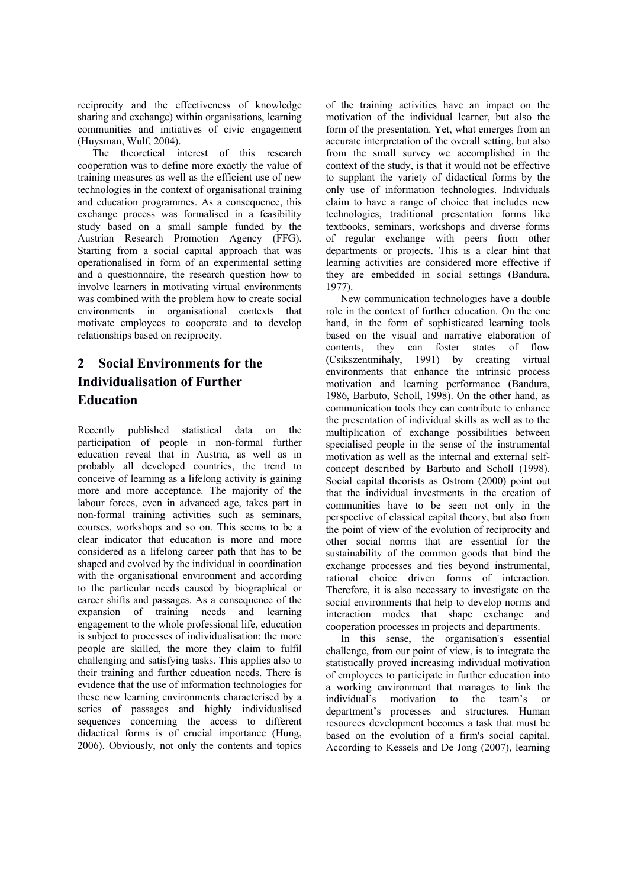reciprocity and the effectiveness of knowledge sharing and exchange) within organisations, learning communities and initiatives of civic engagement (Huysman, Wulf, 2004).

The theoretical interest of this research cooperation was to define more exactly the value of training measures as well as the efficient use of new technologies in the context of organisational training and education programmes. As a consequence, this exchange process was formalised in a feasibility study based on a small sample funded by the Austrian Research Promotion Agency (FFG). Starting from a social capital approach that was operationalised in form of an experimental setting and a questionnaire, the research question how to involve learners in motivating virtual environments was combined with the problem how to create social environments in organisational contexts that motivate employees to cooperate and to develop relationships based on reciprocity.

## 2 Social Environments for the Individualisation of Further Education

Recently published statistical data on the participation of people in non-formal further education reveal that in Austria, as well as in probably all developed countries, the trend to conceive of learning as a lifelong activity is gaining more and more acceptance. The majority of the labour forces, even in advanced age, takes part in non-formal training activities such as seminars, courses, workshops and so on. This seems to be a clear indicator that education is more and more considered as a lifelong career path that has to be shaped and evolved by the individual in coordination with the organisational environment and according to the particular needs caused by biographical or career shifts and passages. As a consequence of the expansion of training needs and learning engagement to the whole professional life, education is subject to processes of individualisation: the more people are skilled, the more they claim to fulfil challenging and satisfying tasks. This applies also to their training and further education needs. There is evidence that the use of information technologies for these new learning environments characterised by a series of passages and highly individualised sequences concerning the access to different didactical forms is of crucial importance (Hung, 2006). Obviously, not only the contents and topics of the training activities have an impact on the motivation of the individual learner, but also the form of the presentation. Yet, what emerges from an accurate interpretation of the overall setting, but also from the small survey we accomplished in the context of the study, is that it would not be effective to supplant the variety of didactical forms by the only use of information technologies. Individuals claim to have a range of choice that includes new technologies, traditional presentation forms like textbooks, seminars, workshops and diverse forms of regular exchange with peers from other departments or projects. This is a clear hint that learning activities are considered more effective if they are embedded in social settings (Bandura, 1977).

New communication technologies have a double role in the context of further education. On the one hand, in the form of sophisticated learning tools based on the visual and narrative elaboration of contents, they can foster states of flow (Csikszentmihaly, 1991) by creating virtual environments that enhance the intrinsic process motivation and learning performance (Bandura, 1986, Barbuto, Scholl, 1998). On the other hand, as communication tools they can contribute to enhance the presentation of individual skills as well as to the multiplication of exchange possibilities between specialised people in the sense of the instrumental motivation as well as the internal and external self-concept described by Barbuto and Scholl (1998). Social capital theorists as Ostrom (2000) point out that the individual investments in the creation of communities have to be seen not only in the perspective of classical capital theory, but also from the point of view of the evolution of reciprocity and other social norms that are essential for the sustainability of the common goods that bind the exchange processes and ties beyond instrumental, rational choice driven forms of interaction. Therefore, it is also necessary to investigate on the social environments that help to develop norms and interaction modes that shape exchange and cooperation processes in projects and departments.

In this sense, the organisation's essential challenge, from our point of view, is to integrate the statistically proved increasing individual motivation of employees to participate in further education into a working environment that manages to link the individual's motivation to the team's or department's processes and structures. Human resources development becomes a task that must be based on the evolution of a firm's social capital. According to Kessels and De Jong (2007), learning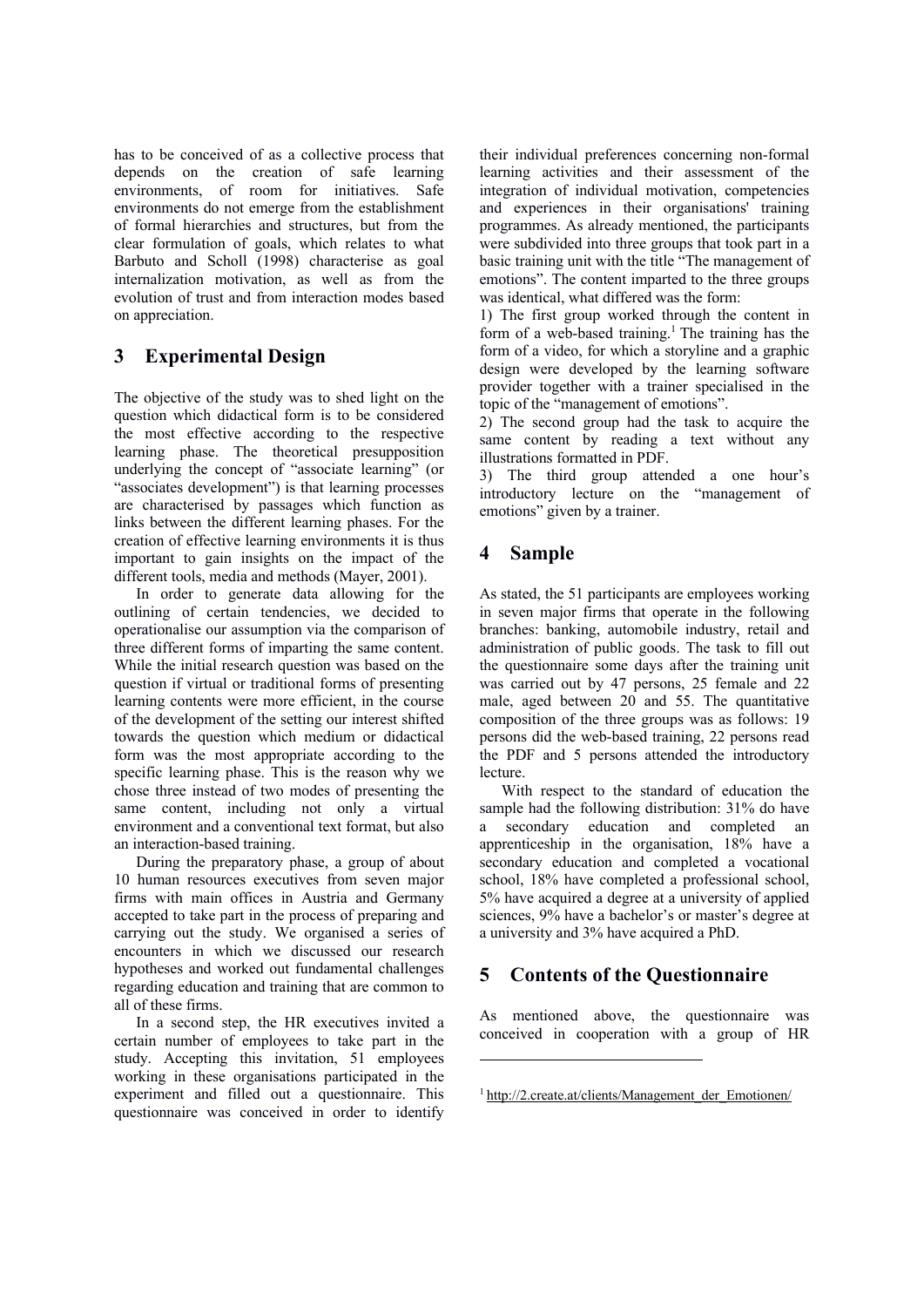has to be conceived of as a collective process that depends on the creation of safe learning environments, of room for initiatives. Safe environments do not emerge from the establishment of formal hierarchies and structures, but from the clear formulation of goals, which relates to what Barbuto and Scholl (1998) characterise as goal internalization motivation, as well as from the evolution of trust and from interaction modes based on appreciation.

## 3 Experimental Design

The objective of the study was to shed light on the question which didactical form is to be considered the most effective according to the respective learning phase. The theoretical presupposition underlying the concept of "associate learning" (or "associates development") is that learning processes are characterised by passages which function as links between the different learning phases. For the creation of effective learning environments it is thus important to gain insights on the impact of the different tools, media and methods (Mayer, 2001).

In order to generate data allowing for the outlining of certain tendencies, we decided to operationalise our assumption via the comparison of three different forms of imparting the same content. While the initial research question was based on the question if virtual or traditional forms of presenting learning contents were more efficient, in the course of the development of the setting our interest shifted towards the question which medium or didactical form was the most appropriate according to the specific learning phase. This is the reason why we chose three instead of two modes of presenting the same content, including not only a virtual environment and a conventional text format, but also an interaction-based training.

During the preparatory phase, a group of about 10 human resources executives from seven major firms with main offices in Austria and Germany accepted to take part in the process of preparing and carrying out the study. We organised a series of encounters in which we discussed our research hypotheses and worked out fundamental challenges regarding education and training that are common to all of these firms.

In a second step, the HR executives invited a certain number of employees to take part in the study. Accepting this invitation, 51 employees working in these organisations participated in the experiment and filled out a questionnaire. This questionnaire was conceived in order to identify their individual preferences concerning non-formal learning activities and their assessment of the integration of individual motivation, competencies and experiences in their organisations' training programmes. As already mentioned, the participants were subdivided into three groups that took part in a basic training unit with the title "The management of emotions". The content imparted to the three groups was identical, what differed was the form:

1) The first group worked through the content in form of a web-based training.[1] The training has the form of a video, for which a storyline and a graphic design were developed by the learning software provider together with a trainer specialised in the topic of the "management of emotions".

2) The second group had the task to acquire the same content by reading a text without any illustrations formatted in PDF.

3) The third group attended a one hour's introductory lecture on the "management of emotions" given by a trainer.

## 4 Sample

As stated, the 51 participants are employees working in seven major firms that operate in the following branches: banking, automobile industry, retail and administration of public goods. The task to fill out the questionnaire some days after the training unit was carried out by 47 persons, 25 female and 22 male, aged between 20 and 55. The quantitative composition of the three groups was as follows: 19 persons did the web-based training, 22 persons read the PDF and 5 persons attended the introductory lecture.

With respect to the standard of education the sample had the following distribution: 31% do have a secondary education and completed an apprenticeship in the organisation, 18% have a secondary education and completed a vocational school, 18% have completed a professional school, 5% have acquired a degree at a university of applied sciences, 9% have a bachelor's or master's degree at a university and 3% have acquired a PhD.

## 5 Contents of the Questionnaire

As mentioned above, the questionnaire was conceived in cooperation with a group of HR

[1] http://2.create.at/clients/Management_der_Emotionen/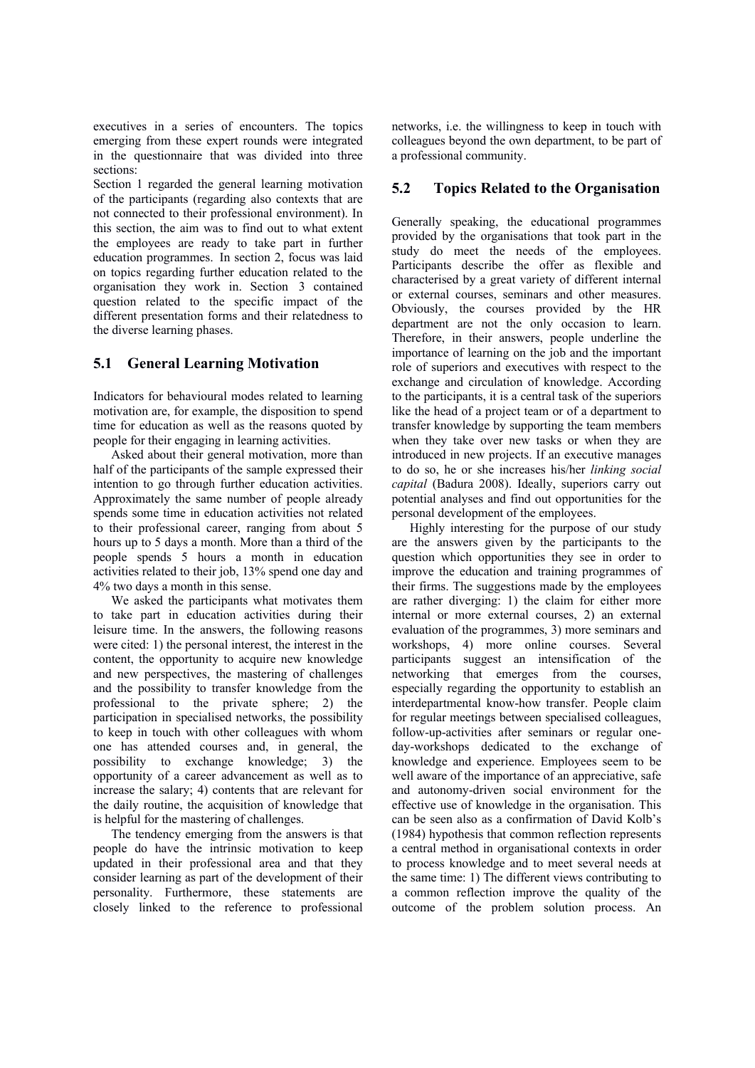executives in a series of encounters. The topics emerging from these expert rounds were integrated in the questionnaire that was divided into three sections:

Section 1 regarded the general learning motivation of the participants (regarding also contexts that are not connected to their professional environment). In this section, the aim was to find out to what extent the employees are ready to take part in further education programmes. In section 2, focus was laid on topics regarding further education related to the organisation they work in. Section 3 contained question related to the specific impact of the different presentation forms and their relatedness to the diverse learning phases.

## 5.1 General Learning Motivation

Indicators for behavioural modes related to learning motivation are, for example, the disposition to spend time for education as well as the reasons quoted by people for their engaging in learning activities.

Asked about their general motivation, more than half of the participants of the sample expressed their intention to go through further education activities. Approximately the same number of people already spends some time in education activities not related to their professional career, ranging from about 5 hours up to 5 days a month. More than a third of the people spends 5 hours a month in education activities related to their job, 13% spend one day and 4% two days a month in this sense.

We asked the participants what motivates them to take part in education activities during their leisure time. In the answers, the following reasons were cited: 1) the personal interest, the interest in the content, the opportunity to acquire new knowledge and new perspectives, the mastering of challenges and the possibility to transfer knowledge from the professional to the private sphere; 2) the participation in specialised networks, the possibility to keep in touch with other colleagues with whom one has attended courses and, in general, the possibility to exchange knowledge; 3) the opportunity of a career advancement as well as to increase the salary; 4) contents that are relevant for the daily routine, the acquisition of knowledge that is helpful for the mastering of challenges.

The tendency emerging from the answers is that people do have the intrinsic motivation to keep updated in their professional area and that they consider learning as part of the development of their personality. Furthermore, these statements are closely linked to the reference to professional networks, i.e. the willingness to keep in touch with colleagues beyond the own department, to be part of a professional community.

## 5.2 Topics Related to the Organisation

Generally speaking, the educational programmes provided by the organisations that took part in the study do meet the needs of the employees. Participants describe the offer as flexible and characterised by a great variety of different internal or external courses, seminars and other measures. Obviously, the courses provided by the HR department are not the only occasion to learn. Therefore, in their answers, people underline the importance of learning on the job and the important role of superiors and executives with respect to the exchange and circulation of knowledge. According to the participants, it is a central task of the superiors like the head of a project team or of a department to transfer knowledge by supporting the team members when they take over new tasks or when they are introduced in new projects. If an executive manages to do so, he or she increases his/her *linking social capital* (Badura 2008). Ideally, superiors carry out potential analyses and find out opportunities for the personal development of the employees.

Highly interesting for the purpose of our study are the answers given by the participants to the question which opportunities they see in order to improve the education and training programmes of their firms. The suggestions made by the employees are rather diverging: 1) the claim for either more internal or more external courses, 2) an external evaluation of the programmes, 3) more seminars and workshops, 4) more online courses. Several participants suggest an intensification of the networking that emerges from the courses, especially regarding the opportunity to establish an interdepartmental know-how transfer. People claim for regular meetings between specialised colleagues, follow-up-activities after seminars or regular one-day-workshops dedicated to the exchange of knowledge and experience. Employees seem to be well aware of the importance of an appreciative, safe and autonomy-driven social environment for the effective use of knowledge in the organisation. This can be seen also as a confirmation of David Kolb's (1984) hypothesis that common reflection represents a central method in organisational contexts in order to process knowledge and to meet several needs at the same time: 1) The different views contributing to a common reflection improve the quality of the outcome of the problem solution process. An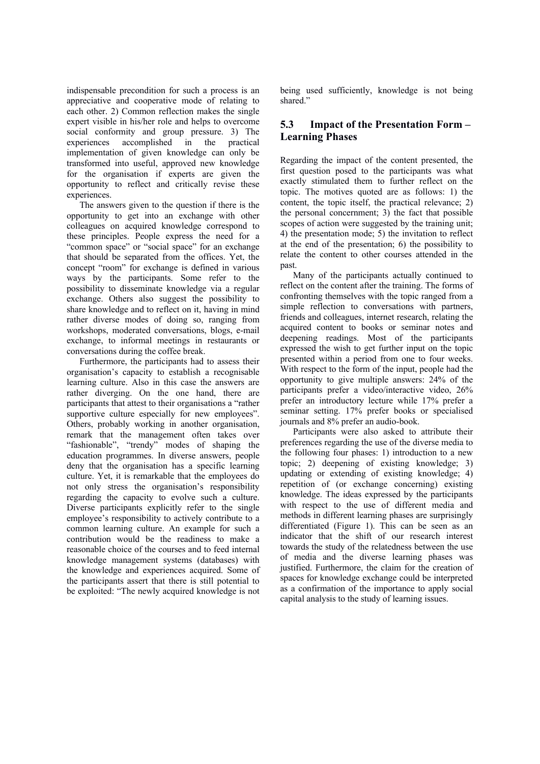indispensable precondition for such a process is an appreciative and cooperative mode of relating to each other. 2) Common reflection makes the single expert visible in his/her role and helps to overcome social conformity and group pressure. 3) The experiences accomplished in the practical implementation of given knowledge can only be transformed into useful, approved new knowledge for the organisation if experts are given the opportunity to reflect and critically revise these experiences.

The answers given to the question if there is the opportunity to get into an exchange with other colleagues on acquired knowledge correspond to these principles. People express the need for a "common space" or "social space" for an exchange that should be separated from the offices. Yet, the concept "room" for exchange is defined in various ways by the participants. Some refer to the possibility to disseminate knowledge via a regular exchange. Others also suggest the possibility to share knowledge and to reflect on it, having in mind rather diverse modes of doing so, ranging from workshops, moderated conversations, blogs, e-mail exchange, to informal meetings in restaurants or conversations during the coffee break.

Furthermore, the participants had to assess their organisation's capacity to establish a recognisable learning culture. Also in this case the answers are rather diverging. On the one hand, there are participants that attest to their organisations a "rather supportive culture especially for new employees". Others, probably working in another organisation, remark that the management often takes over "fashionable", "trendy" modes of shaping the education programmes. In diverse answers, people deny that the organisation has a specific learning culture. Yet, it is remarkable that the employees do not only stress the organisation's responsibility regarding the capacity to evolve such a culture. Diverse participants explicitly refer to the single employee's responsibility to actively contribute to a common learning culture. An example for such a contribution would be the readiness to make a reasonable choice of the courses and to feed internal knowledge management systems (databases) with the knowledge and experiences acquired. Some of the participants assert that there is still potential to be exploited: "The newly acquired knowledge is not being used sufficiently, knowledge is not being shared."

## 5.3 Impact of the Presentation Form – Learning Phases

Regarding the impact of the content presented, the first question posed to the participants was what exactly stimulated them to further reflect on the topic. The motives quoted are as follows: 1) the content, the topic itself, the practical relevance; 2) the personal concernment; 3) the fact that possible scopes of action were suggested by the training unit; 4) the presentation mode; 5) the invitation to reflect at the end of the presentation; 6) the possibility to relate the content to other courses attended in the past.

Many of the participants actually continued to reflect on the content after the training. The forms of confronting themselves with the topic ranged from a simple reflection to conversations with partners, friends and colleagues, internet research, relating the acquired content to books or seminar notes and deepening readings. Most of the participants expressed the wish to get further input on the topic presented within a period from one to four weeks. With respect to the form of the input, people had the opportunity to give multiple answers: 24% of the participants prefer a video/interactive video, 26% prefer an introductory lecture while 17% prefer a seminar setting. 17% prefer books or specialised journals and 8% prefer an audio-book.

Participants were also asked to attribute their preferences regarding the use of the diverse media to the following four phases: 1) introduction to a new topic; 2) deepening of existing knowledge; 3) updating or extending of existing knowledge; 4) repetition of (or exchange concerning) existing knowledge. The ideas expressed by the participants with respect to the use of different media and methods in different learning phases are surprisingly differentiated (Figure 1). This can be seen as an indicator that the shift of our research interest towards the study of the relatedness between the use of media and the diverse learning phases was justified. Furthermore, the claim for the creation of spaces for knowledge exchange could be interpreted as a confirmation of the importance to apply social capital analysis to the study of learning issues.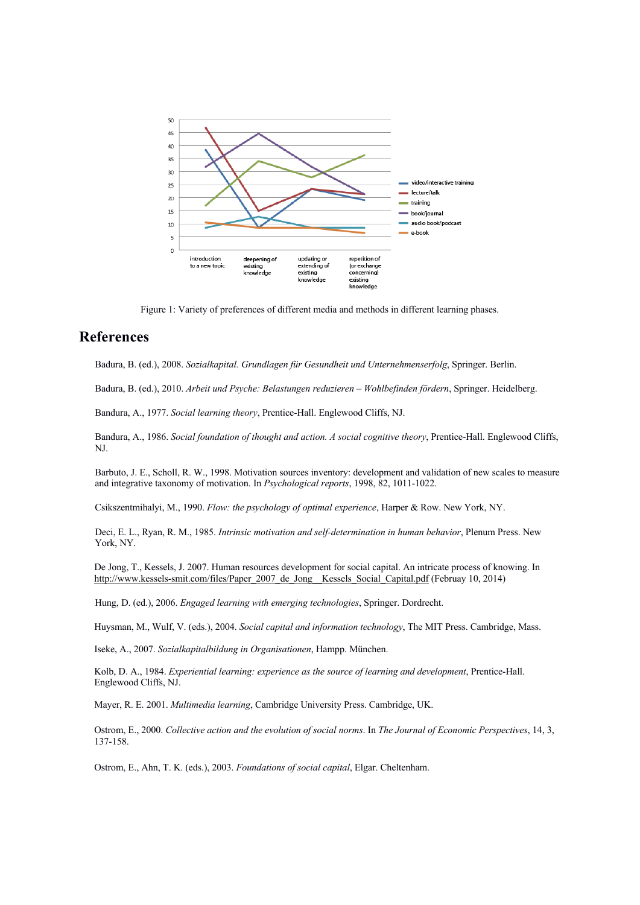50
45
40
35
30
25
20
15
10
5
0

introduction to a new topic
deepening of existing knowledge
updating or extending of existing knowledge
repetition of (or exchange concerning) existing knowledge

video/interactive training
lecture/talk
training
book/journal
audio book/podcast
e-book

Figure 1: Variety of preferences of different media and methods in different learning phases.

## References

Badura, B. (ed.), 2008. *Sozialkapital. Grundlagen für Gesundheit und Unternehmenserfolg*, Springer. Berlin.

Badura, B. (ed.), 2010. *Arbeit und Psyche: Belastungen reduzieren – Wohlbefinden fördern*, Springer. Heidelberg.

Bandura, A., 1977. *Social learning theory*, Prentice-Hall. Englewood Cliffs, NJ.

Bandura, A., 1986. *Social foundation of thought and action. A social cognitive theory*, Prentice-Hall. Englewood Cliffs, NJ.

Barbuto, J. E., Scholl, R. W., 1998. Motivation sources inventory: development and validation of new scales to measure and integrative taxonomy of motivation. In *Psychological reports*, 1998, 82, 1011-1022.

Csikszentmihalyi, M., 1990. *Flow: the psychology of optimal experience*, Harper & Row. New York, NY.

Deci, E. L., Ryan, R. M., 1985. *Intrinsic motivation and self-determination in human behavior*, Plenum Press. New York, NY.

De Jong, T., Kessels, J. 2007. Human resources development for social capital. An intricate process of knowing. In http://www.kessels-smit.com/files/Paper_2007_de_Jong__Kessels_Social_Capital.pdf (Februay 10, 2014)

Hung, D. (ed.), 2006. *Engaged learning with emerging technologies*, Springer. Dordrecht.

Huysman, M., Wulf, V. (eds.), 2004. *Social capital and information technology*, The MIT Press. Cambridge, Mass.

Iseke, A., 2007. *Sozialkapitalbildung in Organisationen*, Hampp. München.

Kolb, D. A., 1984. *Experiential learning: experience as the source of learning and development*, Prentice-Hall. Englewood Cliffs, NJ.

Mayer, R. E. 2001. *Multimedia learning*, Cambridge University Press. Cambridge, UK.

Ostrom, E., 2000. *Collective action and the evolution of social norms*. In *The Journal of Economic Perspectives*, 14, 3, 137-158.

Ostrom, E., Ahn, T. K. (eds.), 2003. *Foundations of social capital*, Elgar. Cheltenham.